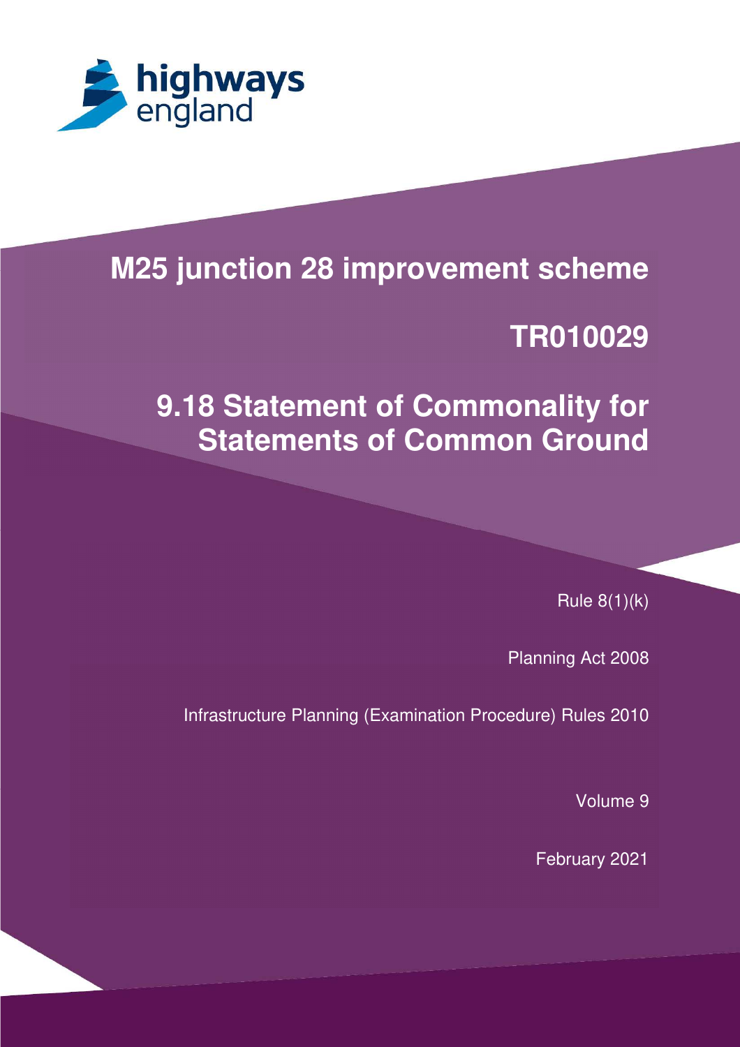highways england

# M25 junction 28 improvement scheme

# TR010029

# 9.18 Statement of Commonality for Statements of Common Ground

Rule 8(1)(k)

Planning Act 2008

Infrastructure Planning (Examination Procedure) Rules 2010

Volume 9

February 2021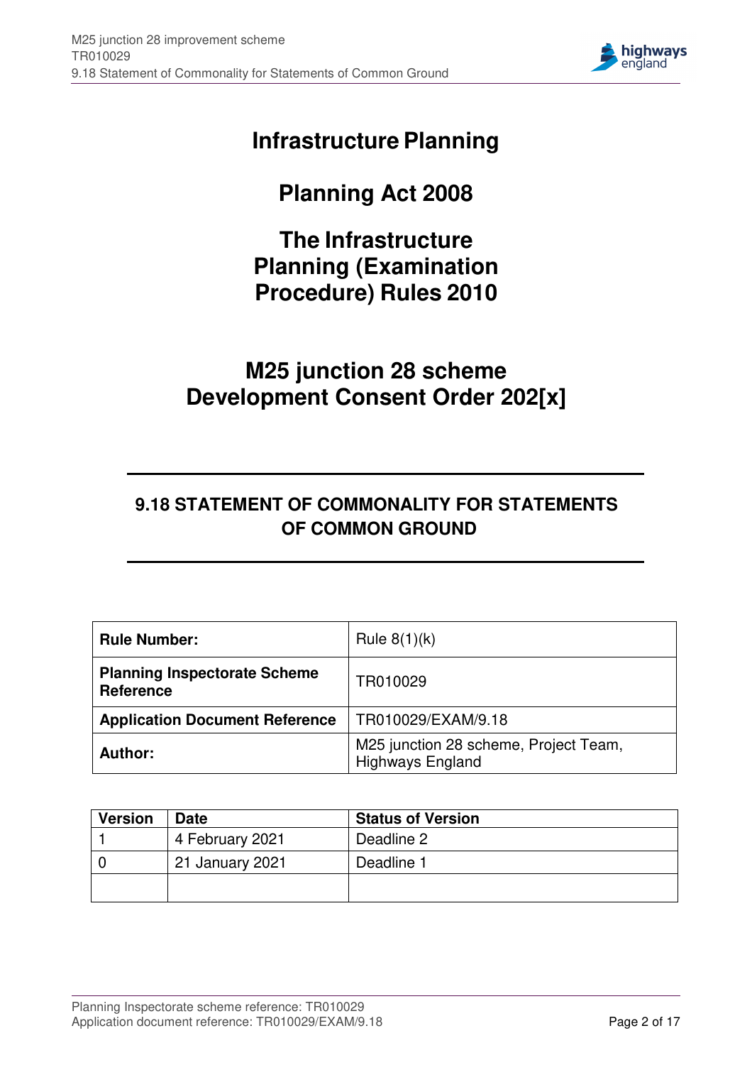# Infrastructure Planning

# Planning Act 2008

# The Infrastructure Planning (Examination Procedure) Rules 2010

# M25 junction 28 scheme Development Consent Order 202[x]

## 9.18 STATEMENT OF COMMONALITY FOR STATEMENTS OF COMMON GROUND

| | |
|---|---|
| **Rule Number:** | Rule 8(1)(k) |
| **Planning Inspectorate Scheme Reference** | TR010029 |
| **Application Document Reference** | TR010029/EXAM/9.18 |
| **Author:** | M25 junction 28 scheme, Project Team, Highways England |

| Version | Date | Status of Version |
|---|---|---|
| 1 | 4 February 2021 | Deadline 2 |
| 0 | 21 January 2021 | Deadline 1 |
| | | |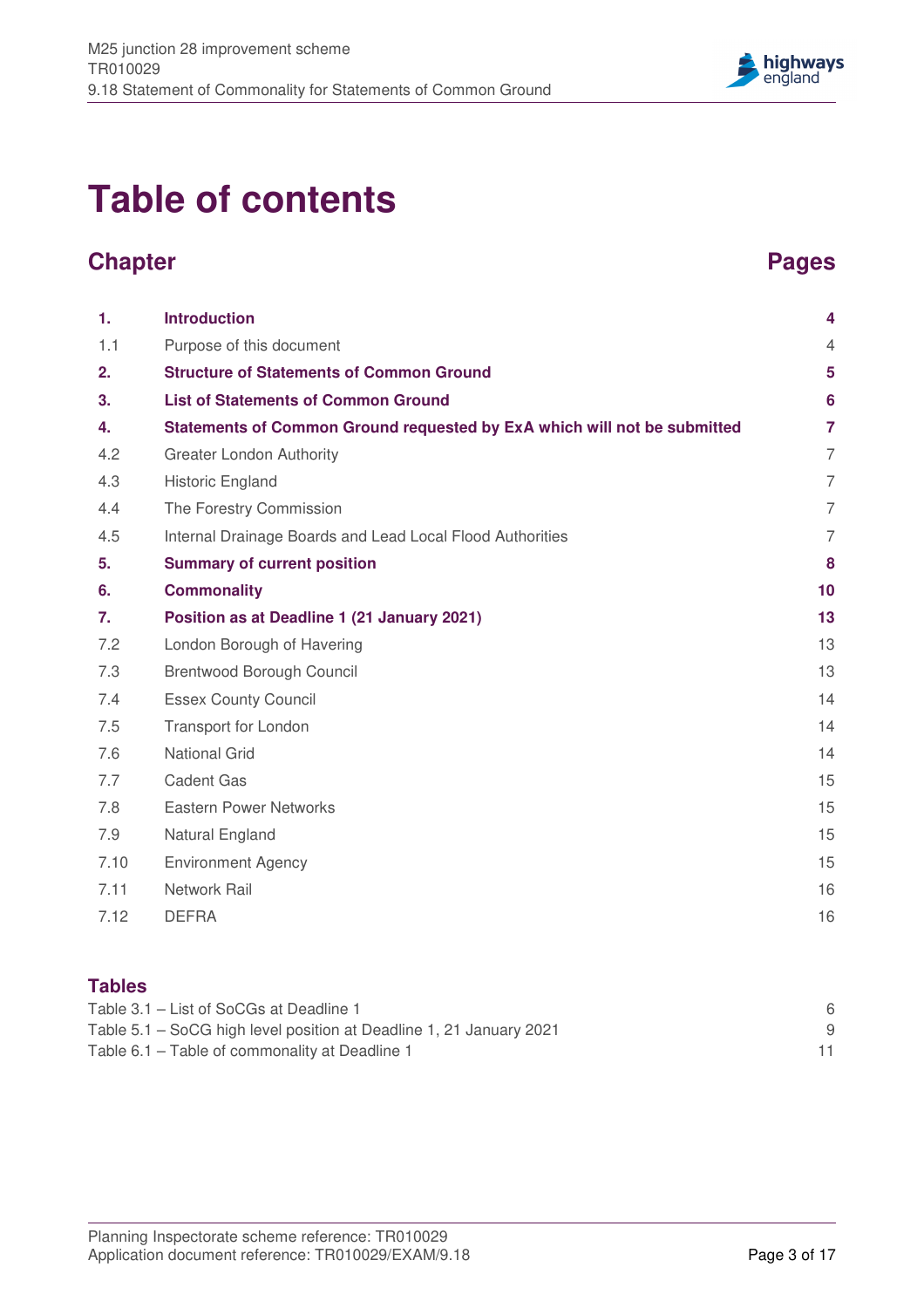# Table of contents

| Chapter | | Pages |
|---|---|---|
| **1.** | **Introduction** | **4** |
| 1.1 | Purpose of this document | 4 |
| **2.** | **Structure of Statements of Common Ground** | **5** |
| **3.** | **List of Statements of Common Ground** | **6** |
| **4.** | **Statements of Common Ground requested by ExA which will not be submitted** | **7** |
| 4.2 | Greater London Authority | 7 |
| 4.3 | Historic England | 7 |
| 4.4 | The Forestry Commission | 7 |
| 4.5 | Internal Drainage Boards and Lead Local Flood Authorities | 7 |
| **5.** | **Summary of current position** | **8** |
| **6.** | **Commonality** | **10** |
| **7.** | **Position as at Deadline 1 (21 January 2021)** | **13** |
| 7.2 | London Borough of Havering | 13 |
| 7.3 | Brentwood Borough Council | 13 |
| 7.4 | Essex County Council | 14 |
| 7.5 | Transport for London | 14 |
| 7.6 | National Grid | 14 |
| 7.7 | Cadent Gas | 15 |
| 7.8 | Eastern Power Networks | 15 |
| 7.9 | Natural England | 15 |
| 7.10 | Environment Agency | 15 |
| 7.11 | Network Rail | 16 |
| 7.12 | DEFRA | 16 |

## Tables

| | |
|---|---|
| Table 3.1 – List of SoCGs at Deadline 1 | 6 |
| Table 5.1 – SoCG high level position at Deadline 1, 21 January 2021 | 9 |
| Table 6.1 – Table of commonality at Deadline 1 | 11 |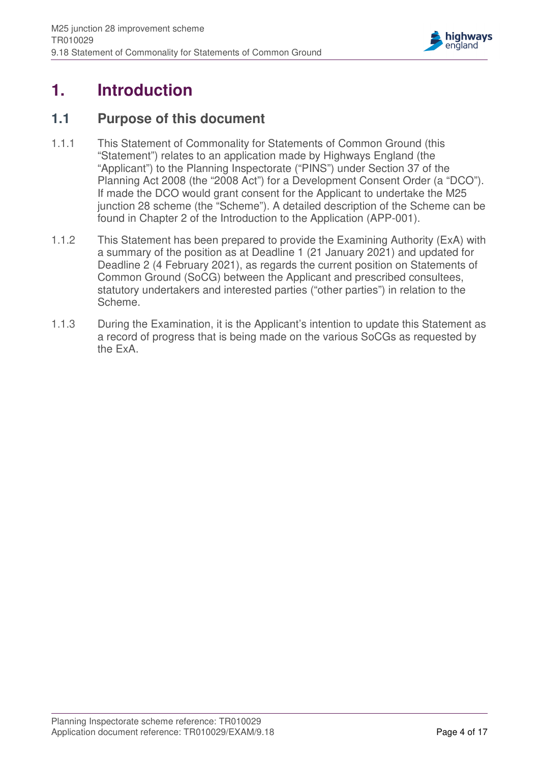# 1. Introduction

## 1.1 Purpose of this document

1.1.1 This Statement of Commonality for Statements of Common Ground (this "Statement") relates to an application made by Highways England (the "Applicant") to the Planning Inspectorate ("PINS") under Section 37 of the Planning Act 2008 (the "2008 Act") for a Development Consent Order (a "DCO"). If made the DCO would grant consent for the Applicant to undertake the M25 junction 28 scheme (the "Scheme"). A detailed description of the Scheme can be found in Chapter 2 of the Introduction to the Application (APP-001).

1.1.2 This Statement has been prepared to provide the Examining Authority (ExA) with a summary of the position as at Deadline 1 (21 January 2021) and updated for Deadline 2 (4 February 2021), as regards the current position on Statements of Common Ground (SoCG) between the Applicant and prescribed consultees, statutory undertakers and interested parties ("other parties") in relation to the Scheme.

1.1.3 During the Examination, it is the Applicant's intention to update this Statement as a record of progress that is being made on the various SoCGs as requested by the ExA.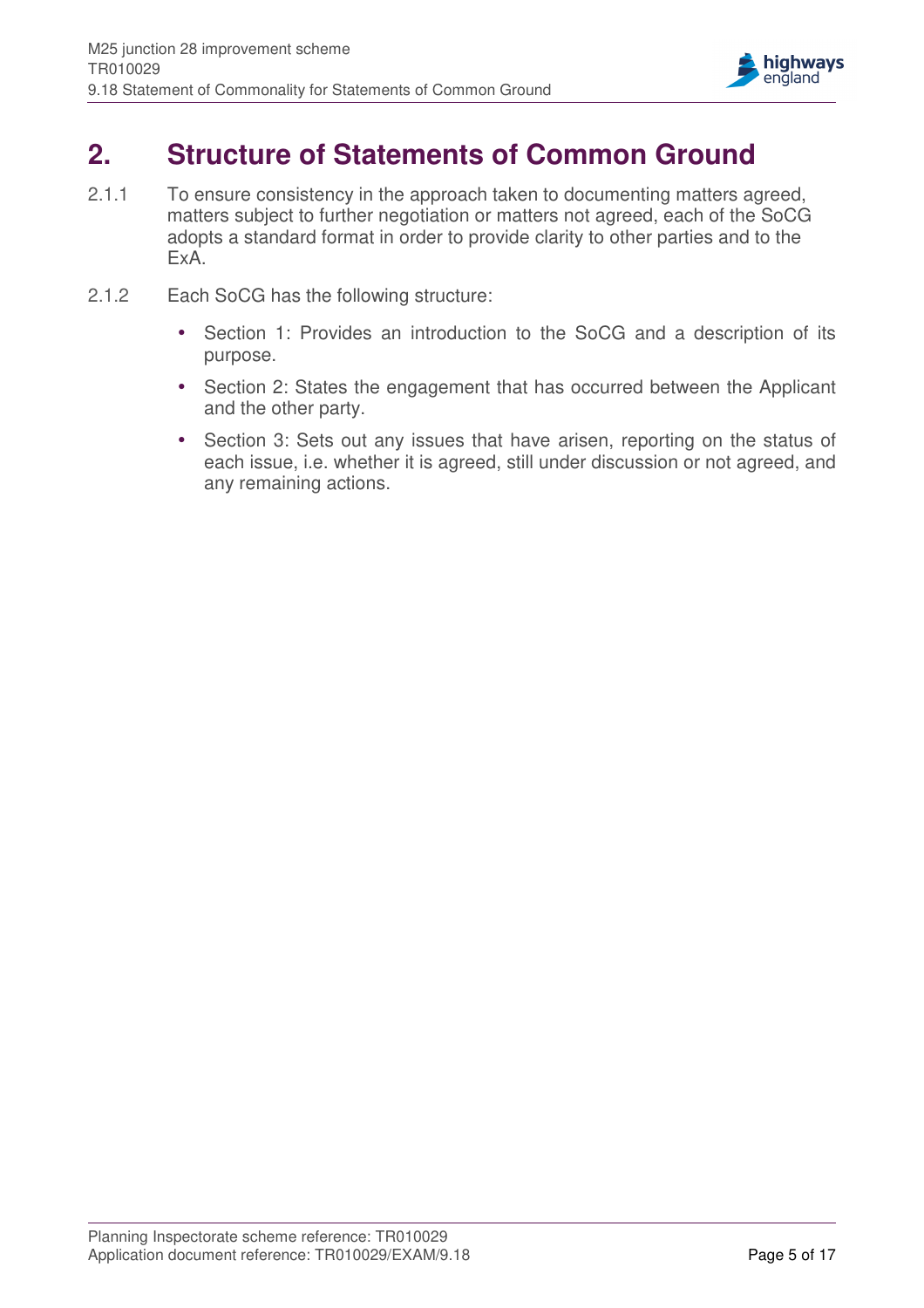# 2. Structure of Statements of Common Ground

2.1.1 To ensure consistency in the approach taken to documenting matters agreed, matters subject to further negotiation or matters not agreed, each of the SoCG adopts a standard format in order to provide clarity to other parties and to the ExA.

2.1.2 Each SoCG has the following structure:

- Section 1: Provides an introduction to the SoCG and a description of its purpose.
- Section 2: States the engagement that has occurred between the Applicant and the other party.
- Section 3: Sets out any issues that have arisen, reporting on the status of each issue, i.e. whether it is agreed, still under discussion or not agreed, and any remaining actions.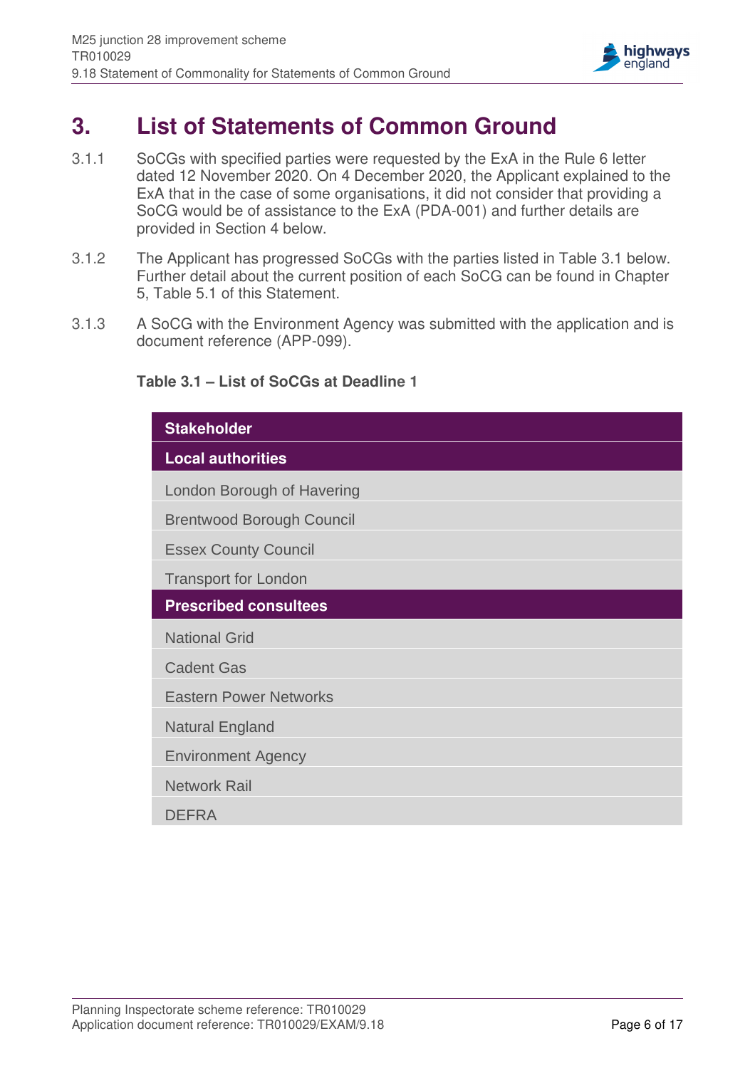# 3. List of Statements of Common Ground

3.1.1 SoCGs with specified parties were requested by the ExA in the Rule 6 letter dated 12 November 2020. On 4 December 2020, the Applicant explained to the ExA that in the case of some organisations, it did not consider that providing a SoCG would be of assistance to the ExA (PDA-001) and further details are provided in Section 4 below.

3.1.2 The Applicant has progressed SoCGs with the parties listed in Table 3.1 below. Further detail about the current position of each SoCG can be found in Chapter 5, Table 5.1 of this Statement.

3.1.3 A SoCG with the Environment Agency was submitted with the application and is document reference (APP-099).

**Table 3.1 – List of SoCGs at Deadline 1**

| Stakeholder |
|---|
| **Local authorities** |
| London Borough of Havering |
| Brentwood Borough Council |
| Essex County Council |
| Transport for London |
| **Prescribed consultees** |
| National Grid |
| Cadent Gas |
| Eastern Power Networks |
| Natural England |
| Environment Agency |
| Network Rail |
| DEFRA |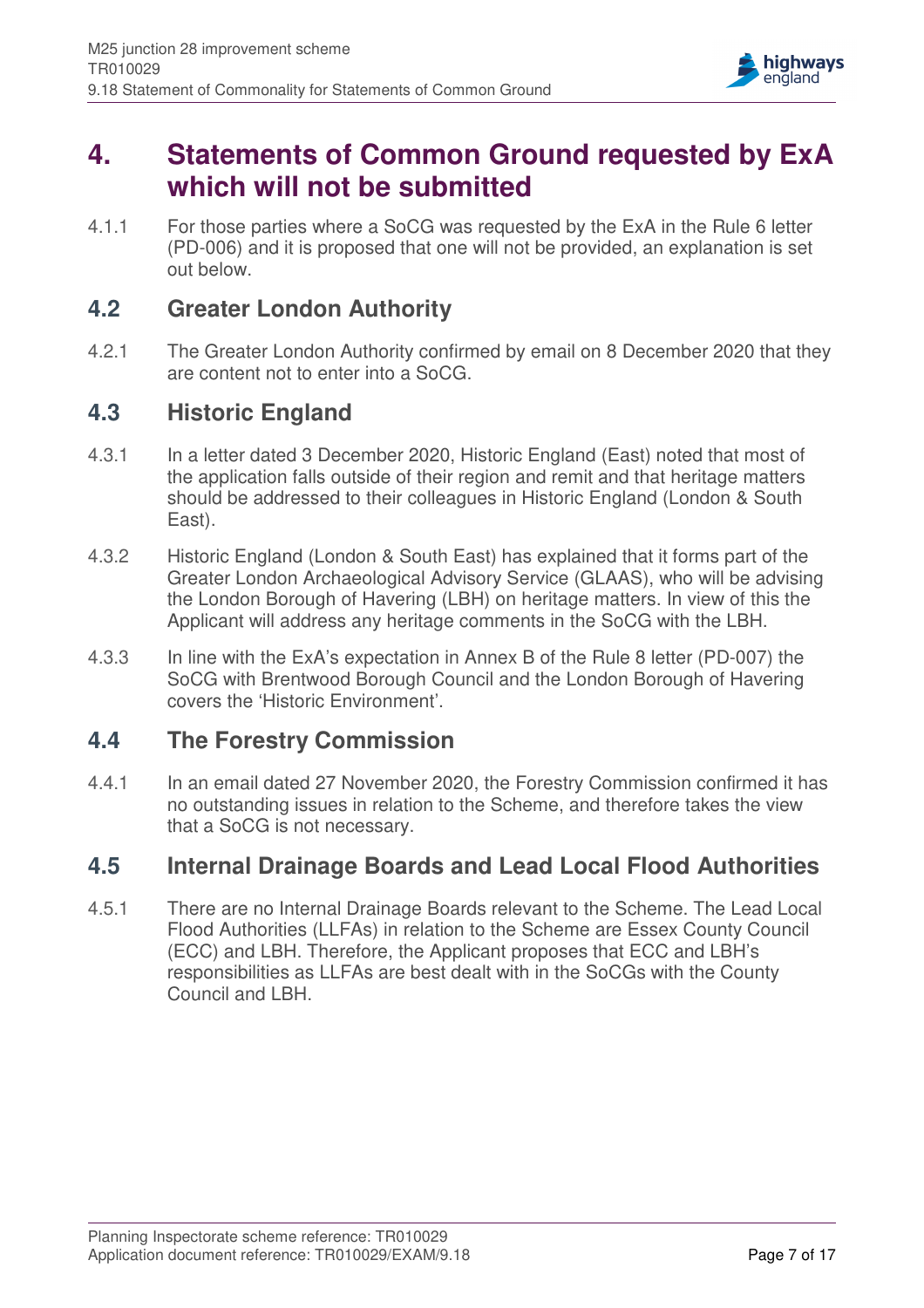# 4. Statements of Common Ground requested by ExA which will not be submitted

4.1.1 For those parties where a SoCG was requested by the ExA in the Rule 6 letter (PD-006) and it is proposed that one will not be provided, an explanation is set out below.

## 4.2 Greater London Authority

4.2.1 The Greater London Authority confirmed by email on 8 December 2020 that they are content not to enter into a SoCG.

## 4.3 Historic England

4.3.1 In a letter dated 3 December 2020, Historic England (East) noted that most of the application falls outside of their region and remit and that heritage matters should be addressed to their colleagues in Historic England (London & South East).

4.3.2 Historic England (London & South East) has explained that it forms part of the Greater London Archaeological Advisory Service (GLAAS), who will be advising the London Borough of Havering (LBH) on heritage matters. In view of this the Applicant will address any heritage comments in the SoCG with the LBH.

4.3.3 In line with the ExA's expectation in Annex B of the Rule 8 letter (PD-007) the SoCG with Brentwood Borough Council and the London Borough of Havering covers the 'Historic Environment'.

## 4.4 The Forestry Commission

4.4.1 In an email dated 27 November 2020, the Forestry Commission confirmed it has no outstanding issues in relation to the Scheme, and therefore takes the view that a SoCG is not necessary.

## 4.5 Internal Drainage Boards and Lead Local Flood Authorities

4.5.1 There are no Internal Drainage Boards relevant to the Scheme. The Lead Local Flood Authorities (LLFAs) in relation to the Scheme are Essex County Council (ECC) and LBH. Therefore, the Applicant proposes that ECC and LBH's responsibilities as LLFAs are best dealt with in the SoCGs with the County Council and LBH.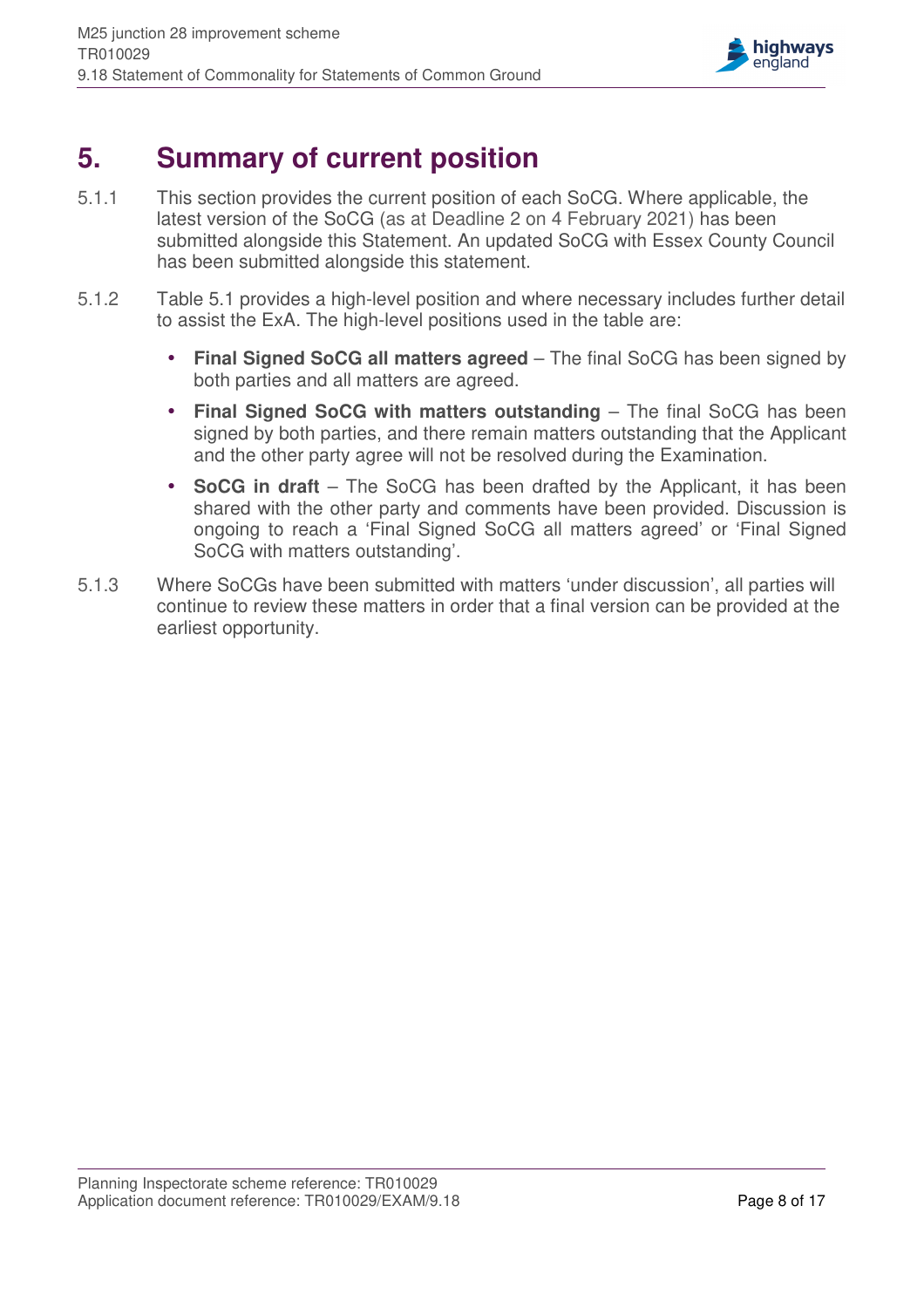# 5. Summary of current position

5.1.1 This section provides the current position of each SoCG. Where applicable, the latest version of the SoCG (as at Deadline 2 on 4 February 2021) has been submitted alongside this Statement. An updated SoCG with Essex County Council has been submitted alongside this statement.

5.1.2 Table 5.1 provides a high-level position and where necessary includes further detail to assist the ExA. The high-level positions used in the table are:

- **Final Signed SoCG all matters agreed** – The final SoCG has been signed by both parties and all matters are agreed.
- **Final Signed SoCG with matters outstanding** – The final SoCG has been signed by both parties, and there remain matters outstanding that the Applicant and the other party agree will not be resolved during the Examination.
- **SoCG in draft** – The SoCG has been drafted by the Applicant, it has been shared with the other party and comments have been provided. Discussion is ongoing to reach a 'Final Signed SoCG all matters agreed' or 'Final Signed SoCG with matters outstanding'.

5.1.3 Where SoCGs have been submitted with matters 'under discussion', all parties will continue to review these matters in order that a final version can be provided at the earliest opportunity.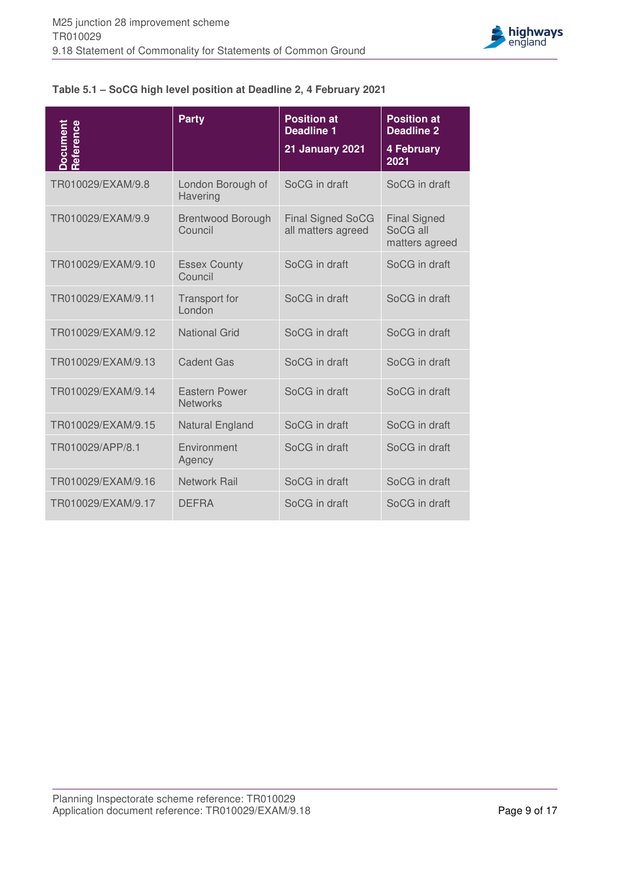**Table 5.1 – SoCG high level position at Deadline 2, 4 February 2021**

| Document Reference | Party | Position at Deadline 1 21 January 2021 | Position at Deadline 2 4 February 2021 |
|---|---|---|---|
| TR010029/EXAM/9.8 | London Borough of Havering | SoCG in draft | SoCG in draft |
| TR010029/EXAM/9.9 | Brentwood Borough Council | Final Signed SoCG all matters agreed | Final Signed SoCG all matters agreed |
| TR010029/EXAM/9.10 | Essex County Council | SoCG in draft | SoCG in draft |
| TR010029/EXAM/9.11 | Transport for London | SoCG in draft | SoCG in draft |
| TR010029/EXAM/9.12 | National Grid | SoCG in draft | SoCG in draft |
| TR010029/EXAM/9.13 | Cadent Gas | SoCG in draft | SoCG in draft |
| TR010029/EXAM/9.14 | Eastern Power Networks | SoCG in draft | SoCG in draft |
| TR010029/EXAM/9.15 | Natural England | SoCG in draft | SoCG in draft |
| TR010029/APP/8.1 | Environment Agency | SoCG in draft | SoCG in draft |
| TR010029/EXAM/9.16 | Network Rail | SoCG in draft | SoCG in draft |
| TR010029/EXAM/9.17 | DEFRA | SoCG in draft | SoCG in draft |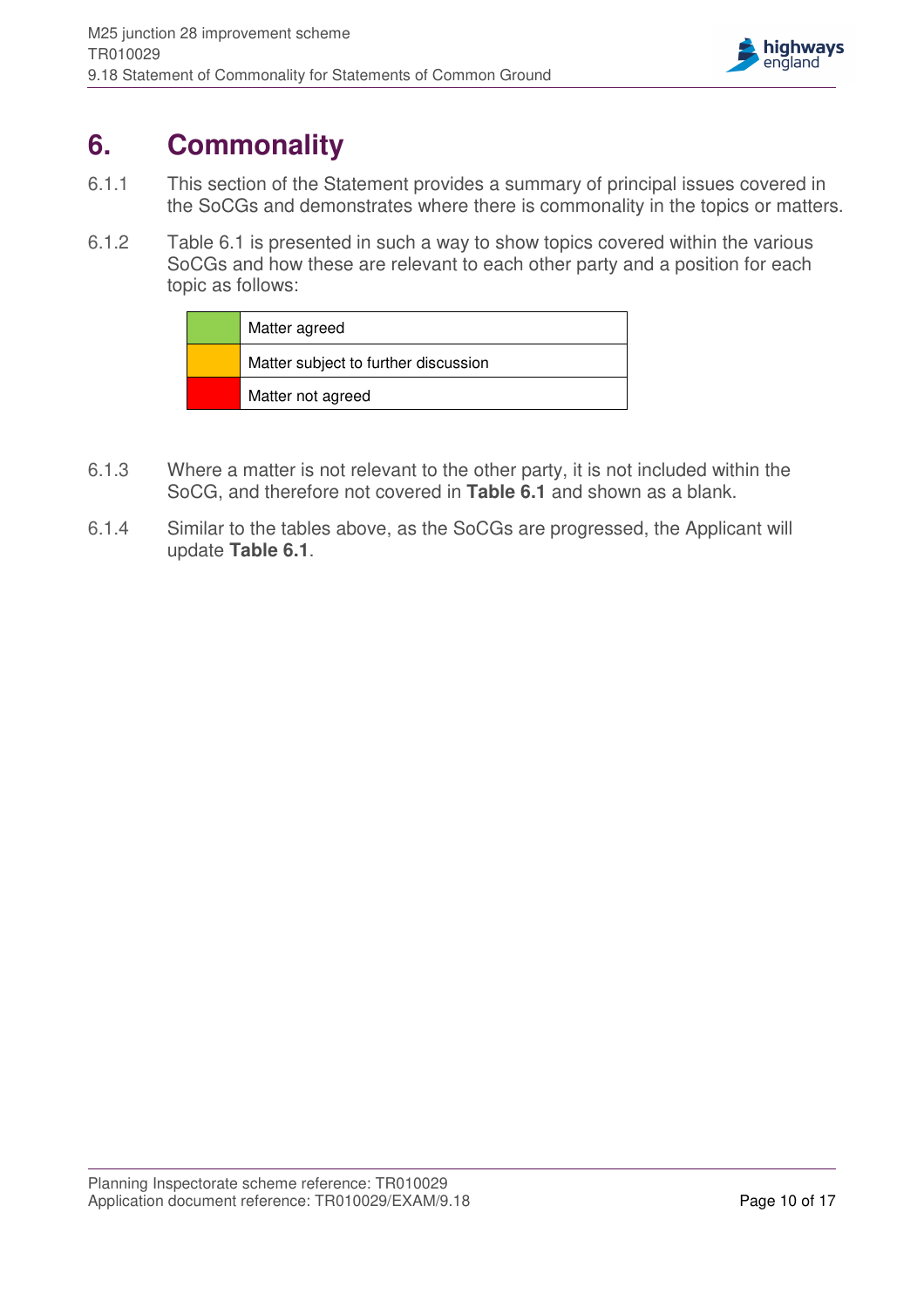# 6. Commonality

6.1.1 This section of the Statement provides a summary of principal issues covered in the SoCGs and demonstrates where there is commonality in the topics or matters.

6.1.2 Table 6.1 is presented in such a way to show topics covered within the various SoCGs and how these are relevant to each other party and a position for each topic as follows:

| | |
|---|---|
| (green) | Matter agreed |
| (amber) | Matter subject to further discussion |
| (red) | Matter not agreed |

6.1.3 Where a matter is not relevant to the other party, it is not included within the SoCG, and therefore not covered in **Table 6.1** and shown as a blank.

6.1.4 Similar to the tables above, as the SoCGs are progressed, the Applicant will update **Table 6.1**.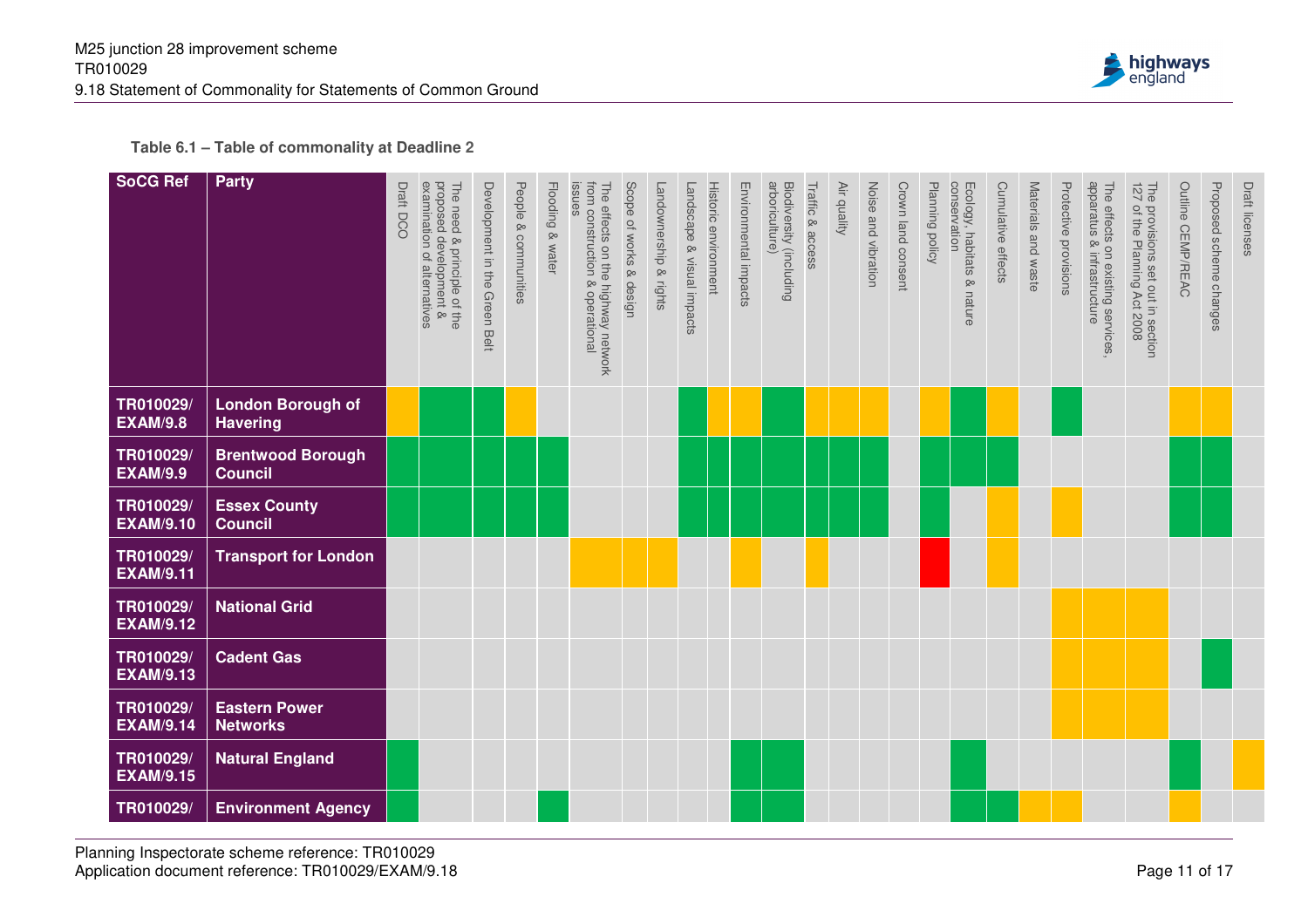**Table 6.1 – Table of commonality at Deadline 2**

| SoCG Ref | Party | Draft DCO | The need & principle of the proposed development & examination of alternatives | Development in the Green Belt | People & communities | Flooding & water | The effects on the highway network from construction & operational issues | Scope of works & design | Landownership & rights | Landscape & visual impacts | Historic environment | Environmental impacts | Biodiversity (including arboriculture) | Traffic & access | Air quality | Noise and vibration | Crown land consent | Planning policy | Ecology, habitats & nature conservation | Cumulative effects | Materials and waste | Protective provisions | The effects on existing services, apparatus & infrastructure | The provisions set out in section 127 of the Planning Act 2008 | Outline CEMP/REAC | Proposed scheme changes | Draft licenses |
|---|---|---|---|---|---|---|---|---|---|---|---|---|---|---|---|---|---|---|---|---|---|---|---|---|---|---|---|
| TR010029/ EXAM/9.8 | London Borough of Havering | Amber | Green | Green | Amber | | | | | Green | Amber | Amber | Green | Amber | Amber | Amber | | Amber | Green | Amber | | Green | | | Amber | Amber | |
| TR010029/ EXAM/9.9 | Brentwood Borough Council | Green | Green | Green | Green | Green | | | | Green | Green | Green | Green | Green | Green | Green | | Green | Green | Green | | | | | Green | Green | |
| TR010029/ EXAM/9.10 | Essex County Council | Green | Green | Green | Green | Green | | | | Green | Green | Green | Green | Green | Green | Green | | Green | | Amber | | Amber | | | Green | Green | |
| TR010029/ EXAM/9.11 | Transport for London | | | | | | Amber | Amber | Amber | | | Amber | | Amber | | | | Red | | Amber | | | | | | | |
| TR010029/ EXAM/9.12 | National Grid | | | | | | | | | | | | | | | | | | | | | Amber | Amber | Amber | | | |
| TR010029/ EXAM/9.13 | Cadent Gas | | | | | | | | | | | | | | | | | | | | | Amber | Amber | Amber | | Green | |
| TR010029/ EXAM/9.14 | Eastern Power Networks | | | | | | | | | | | | | | | | | | | | | Amber | Amber | Amber | | | |
| TR010029/ EXAM/9.15 | Natural England | Green | | | | | | | | | | Green | Green | | | | | | Green | | | | | | Green | | Amber |
| TR010029/ | Environment Agency | Green | | | | Green | | | | | | Green | Green | | | | | | Green | Green | Amber | Amber | | | Amber | | |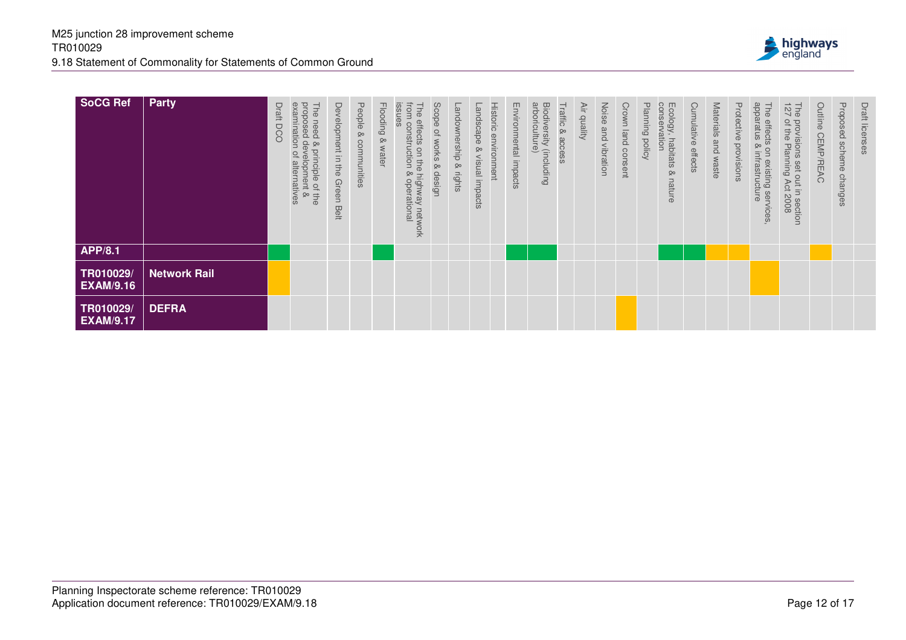| SoCG Ref | Party | Draft DCO | The need & principle of the proposed development & examination of alternatives | Development in the Green Belt | People & communities | Flooding & water | The effects on the highway network from construction & operational issues | Scope of works & design | Landownership & rights | Landscape & visual impacts | Historic environment | Environmental impacts | Biodiversity (including arboriculture) | Traffic & access | Air quality | Noise and vibration | Crown land consent | Planning policy | Ecology, habitats & nature conservation | Cumulative effects | Materials and waste | Protective provisions | The effects on existing services, apparatus & infrastructure | The provisions set out in section 127 of the Planning Act 2008 | Outline CEMP/REAC | Proposed scheme changes | Draft licenses |
|---|---|---|---|---|---|---|---|---|---|---|---|---|---|---|---|---|---|---|---|---|---|---|---|---|---|---|---|
| **APP/8.1** | | | | | | | | | | | | | | | | | | | | | | | | | | | |
| **TR010029/ EXAM/9.16** | **Network Rail** | | | | | | | | | | | | | | | | | | | | | | | | | | |
| **TR010029/ EXAM/9.17** | **DEFRA** | | | | | | | | | | | | | | | | | | | | | | | | | | |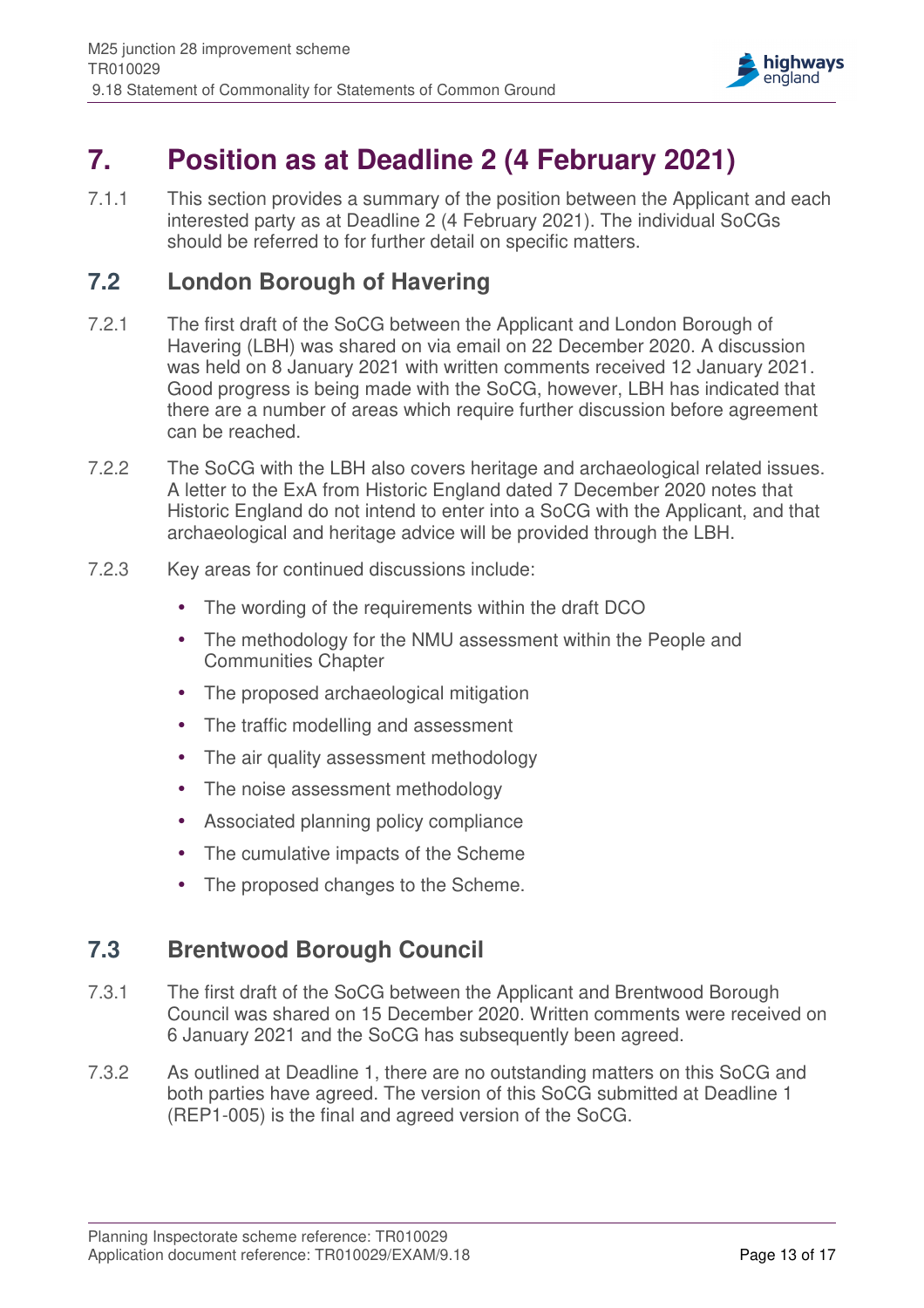# 7. Position as at Deadline 2 (4 February 2021)

7.1.1 This section provides a summary of the position between the Applicant and each interested party as at Deadline 2 (4 February 2021). The individual SoCGs should be referred to for further detail on specific matters.

## 7.2 London Borough of Havering

7.2.1 The first draft of the SoCG between the Applicant and London Borough of Havering (LBH) was shared on via email on 22 December 2020. A discussion was held on 8 January 2021 with written comments received 12 January 2021. Good progress is being made with the SoCG, however, LBH has indicated that there are a number of areas which require further discussion before agreement can be reached.

7.2.2 The SoCG with the LBH also covers heritage and archaeological related issues. A letter to the ExA from Historic England dated 7 December 2020 notes that Historic England do not intend to enter into a SoCG with the Applicant, and that archaeological and heritage advice will be provided through the LBH.

7.2.3 Key areas for continued discussions include:

- The wording of the requirements within the draft DCO
- The methodology for the NMU assessment within the People and Communities Chapter
- The proposed archaeological mitigation
- The traffic modelling and assessment
- The air quality assessment methodology
- The noise assessment methodology
- Associated planning policy compliance
- The cumulative impacts of the Scheme
- The proposed changes to the Scheme.

## 7.3 Brentwood Borough Council

7.3.1 The first draft of the SoCG between the Applicant and Brentwood Borough Council was shared on 15 December 2020. Written comments were received on 6 January 2021 and the SoCG has subsequently been agreed.

7.3.2 As outlined at Deadline 1, there are no outstanding matters on this SoCG and both parties have agreed. The version of this SoCG submitted at Deadline 1 (REP1-005) is the final and agreed version of the SoCG.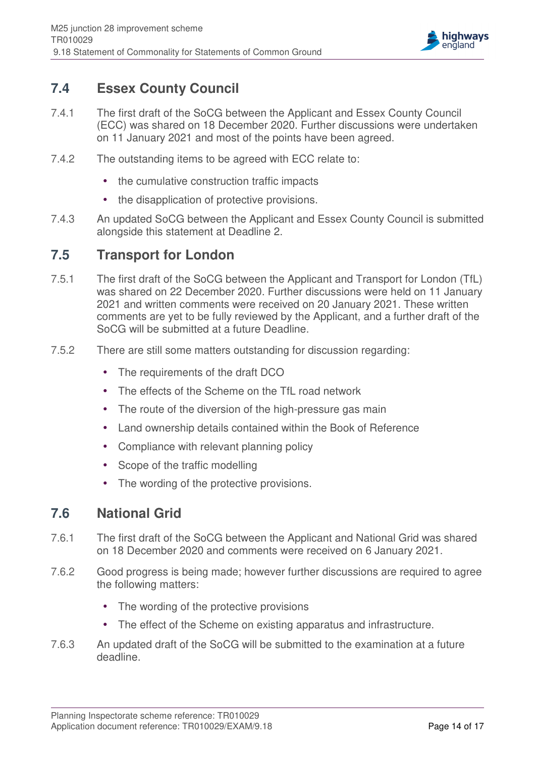## 7.4 Essex County Council

7.4.1 The first draft of the SoCG between the Applicant and Essex County Council (ECC) was shared on 18 December 2020. Further discussions were undertaken on 11 January 2021 and most of the points have been agreed.

7.4.2 The outstanding items to be agreed with ECC relate to:

- the cumulative construction traffic impacts
- the disapplication of protective provisions.

7.4.3 An updated SoCG between the Applicant and Essex County Council is submitted alongside this statement at Deadline 2.

## 7.5 Transport for London

7.5.1 The first draft of the SoCG between the Applicant and Transport for London (TfL) was shared on 22 December 2020. Further discussions were held on 11 January 2021 and written comments were received on 20 January 2021. These written comments are yet to be fully reviewed by the Applicant, and a further draft of the SoCG will be submitted at a future Deadline.

7.5.2 There are still some matters outstanding for discussion regarding:

- The requirements of the draft DCO
- The effects of the Scheme on the TfL road network
- The route of the diversion of the high-pressure gas main
- Land ownership details contained within the Book of Reference
- Compliance with relevant planning policy
- Scope of the traffic modelling
- The wording of the protective provisions.

## 7.6 National Grid

7.6.1 The first draft of the SoCG between the Applicant and National Grid was shared on 18 December 2020 and comments were received on 6 January 2021.

7.6.2 Good progress is being made; however further discussions are required to agree the following matters:

- The wording of the protective provisions
- The effect of the Scheme on existing apparatus and infrastructure.

7.6.3 An updated draft of the SoCG will be submitted to the examination at a future deadline.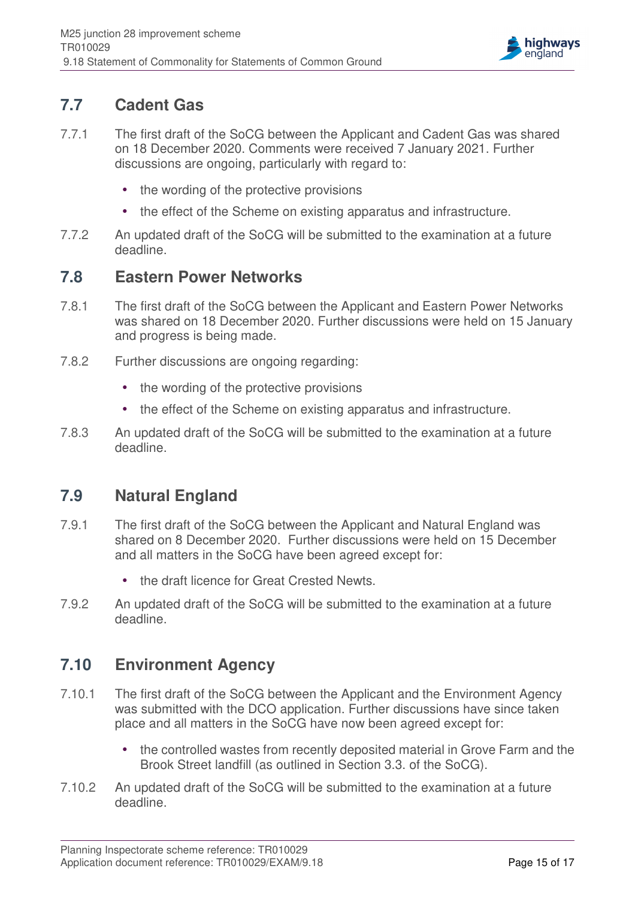## 7.7 Cadent Gas

7.7.1 The first draft of the SoCG between the Applicant and Cadent Gas was shared on 18 December 2020. Comments were received 7 January 2021. Further discussions are ongoing, particularly with regard to:

- the wording of the protective provisions
- the effect of the Scheme on existing apparatus and infrastructure.

7.7.2 An updated draft of the SoCG will be submitted to the examination at a future deadline.

## 7.8 Eastern Power Networks

7.8.1 The first draft of the SoCG between the Applicant and Eastern Power Networks was shared on 18 December 2020. Further discussions were held on 15 January and progress is being made.

7.8.2 Further discussions are ongoing regarding:

- the wording of the protective provisions
- the effect of the Scheme on existing apparatus and infrastructure.

7.8.3 An updated draft of the SoCG will be submitted to the examination at a future deadline.

## 7.9 Natural England

7.9.1 The first draft of the SoCG between the Applicant and Natural England was shared on 8 December 2020. Further discussions were held on 15 December and all matters in the SoCG have been agreed except for:

- the draft licence for Great Crested Newts.

7.9.2 An updated draft of the SoCG will be submitted to the examination at a future deadline.

## 7.10 Environment Agency

7.10.1 The first draft of the SoCG between the Applicant and the Environment Agency was submitted with the DCO application. Further discussions have since taken place and all matters in the SoCG have now been agreed except for:

- the controlled wastes from recently deposited material in Grove Farm and the Brook Street landfill (as outlined in Section 3.3. of the SoCG).

7.10.2 An updated draft of the SoCG will be submitted to the examination at a future deadline.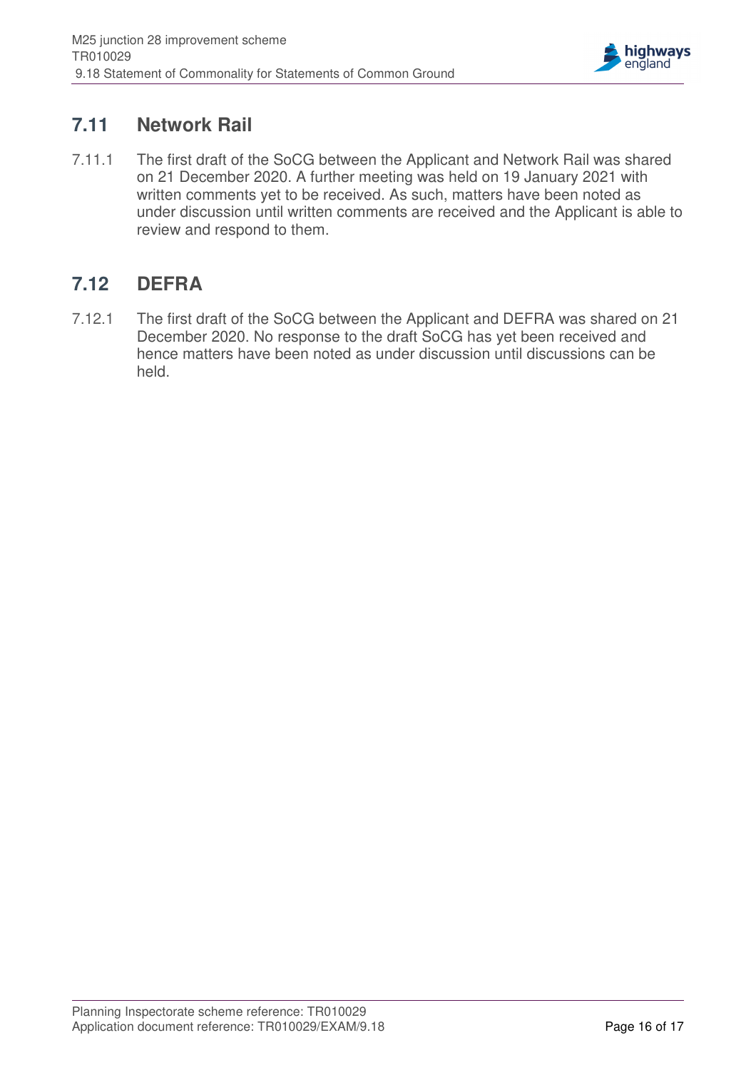## 7.11 Network Rail

7.11.1 The first draft of the SoCG between the Applicant and Network Rail was shared on 21 December 2020. A further meeting was held on 19 January 2021 with written comments yet to be received. As such, matters have been noted as under discussion until written comments are received and the Applicant is able to review and respond to them.

## 7.12 DEFRA

7.12.1 The first draft of the SoCG between the Applicant and DEFRA was shared on 21 December 2020. No response to the draft SoCG has yet been received and hence matters have been noted as under discussion until discussions can be held.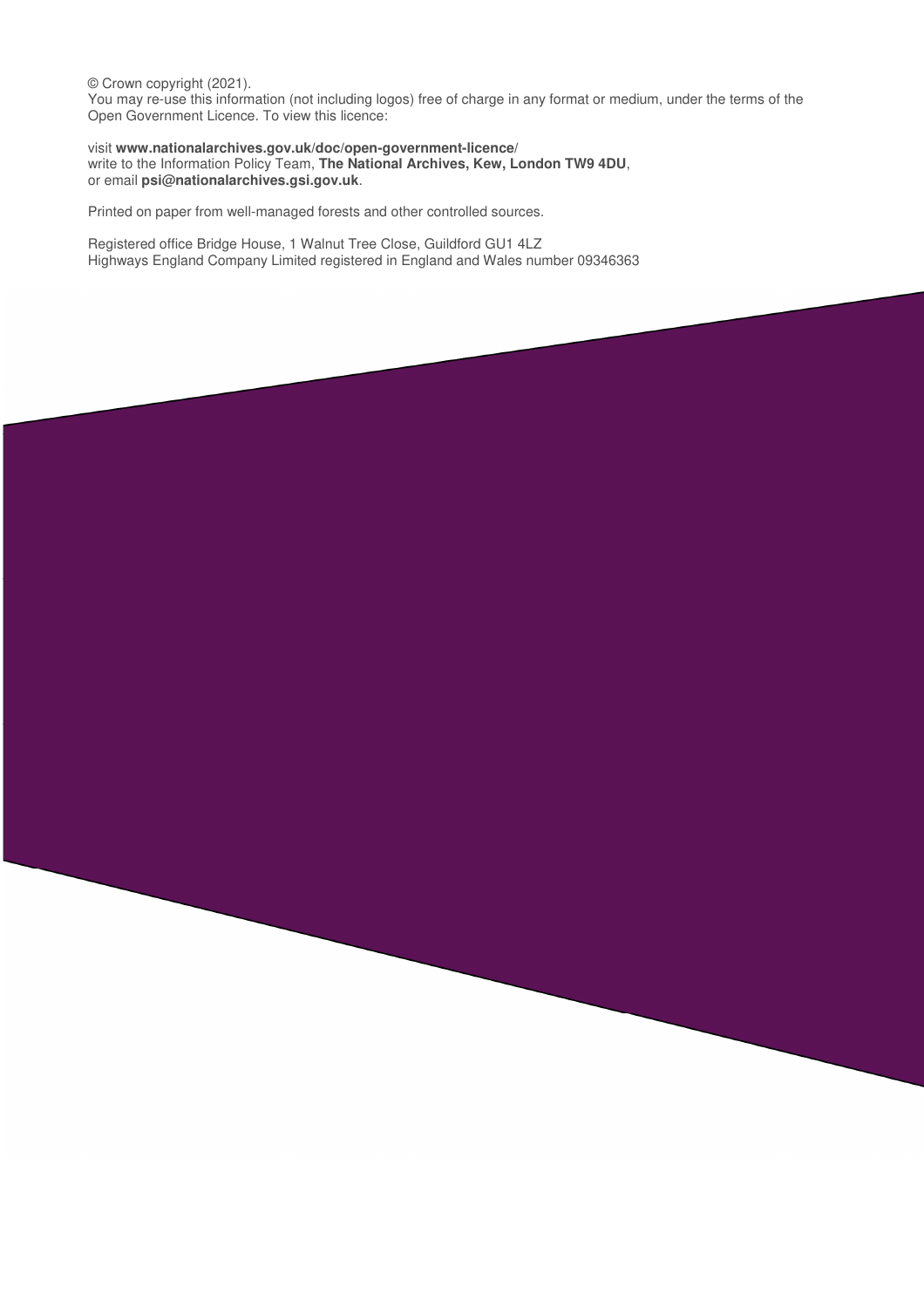© Crown copyright (2021).
You may re-use this information (not including logos) free of charge in any format or medium, under the terms of the Open Government Licence. To view this licence:

visit **www.nationalarchives.gov.uk/doc/open-government-licence/**
write to the Information Policy Team, **The National Archives, Kew, London TW9 4DU**,
or email **psi@nationalarchives.gsi.gov.uk**.

Printed on paper from well-managed forests and other controlled sources.

Registered office Bridge House, 1 Walnut Tree Close, Guildford GU1 4LZ
Highways England Company Limited registered in England and Wales number 09346363